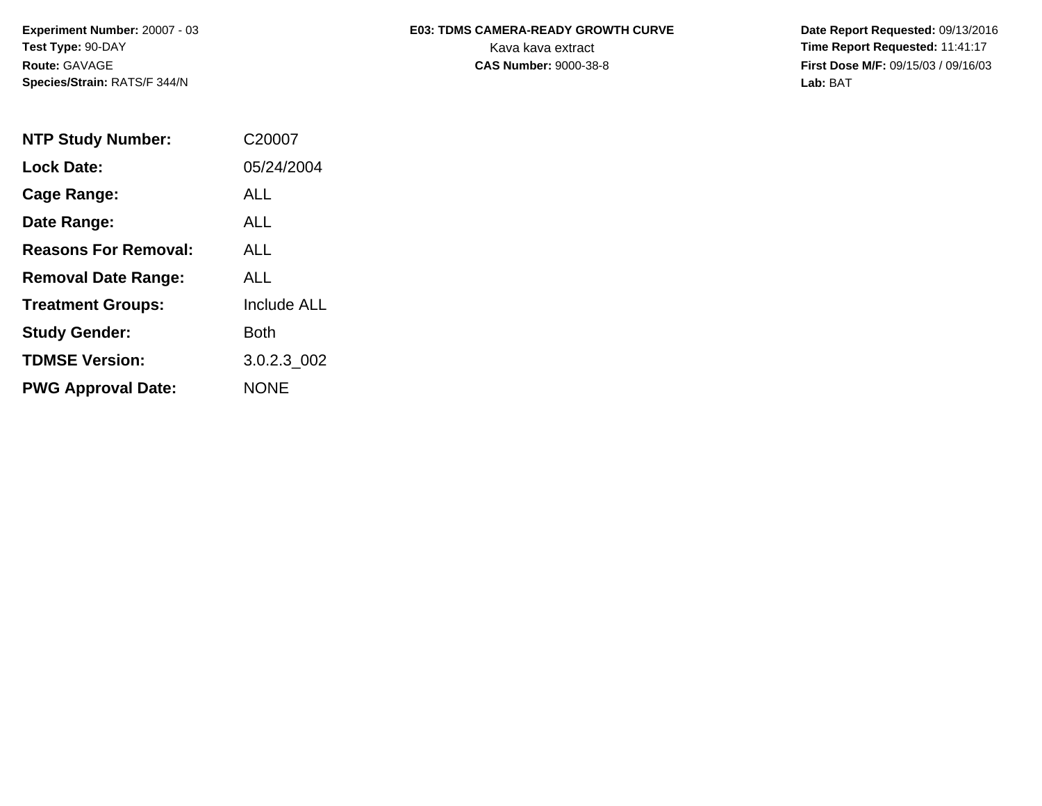**Experiment Number:** 20007 - 03
**Test Type:** 90-DAY
**Route:** GAVAGE
**Species/Strain:** RATS/F 344/N

**E03: TDMS CAMERA-READY GROWTH CURVE**
Kava kava extract
**CAS Number:** 9000-38-8

**Date Report Requested:** 09/13/2016
**Time Report Requested:** 11:41:17
**First Dose M/F:** 09/15/03 / 09/16/03
**Lab:** BAT

| | |
|---|---|
| **NTP Study Number:** | C20007 |
| **Lock Date:** | 05/24/2004 |
| **Cage Range:** | ALL |
| **Date Range:** | ALL |
| **Reasons For Removal:** | ALL |
| **Removal Date Range:** | ALL |
| **Treatment Groups:** | Include ALL |
| **Study Gender:** | Both |
| **TDMSE Version:** | 3.0.2.3_002 |
| **PWG Approval Date:** | NONE |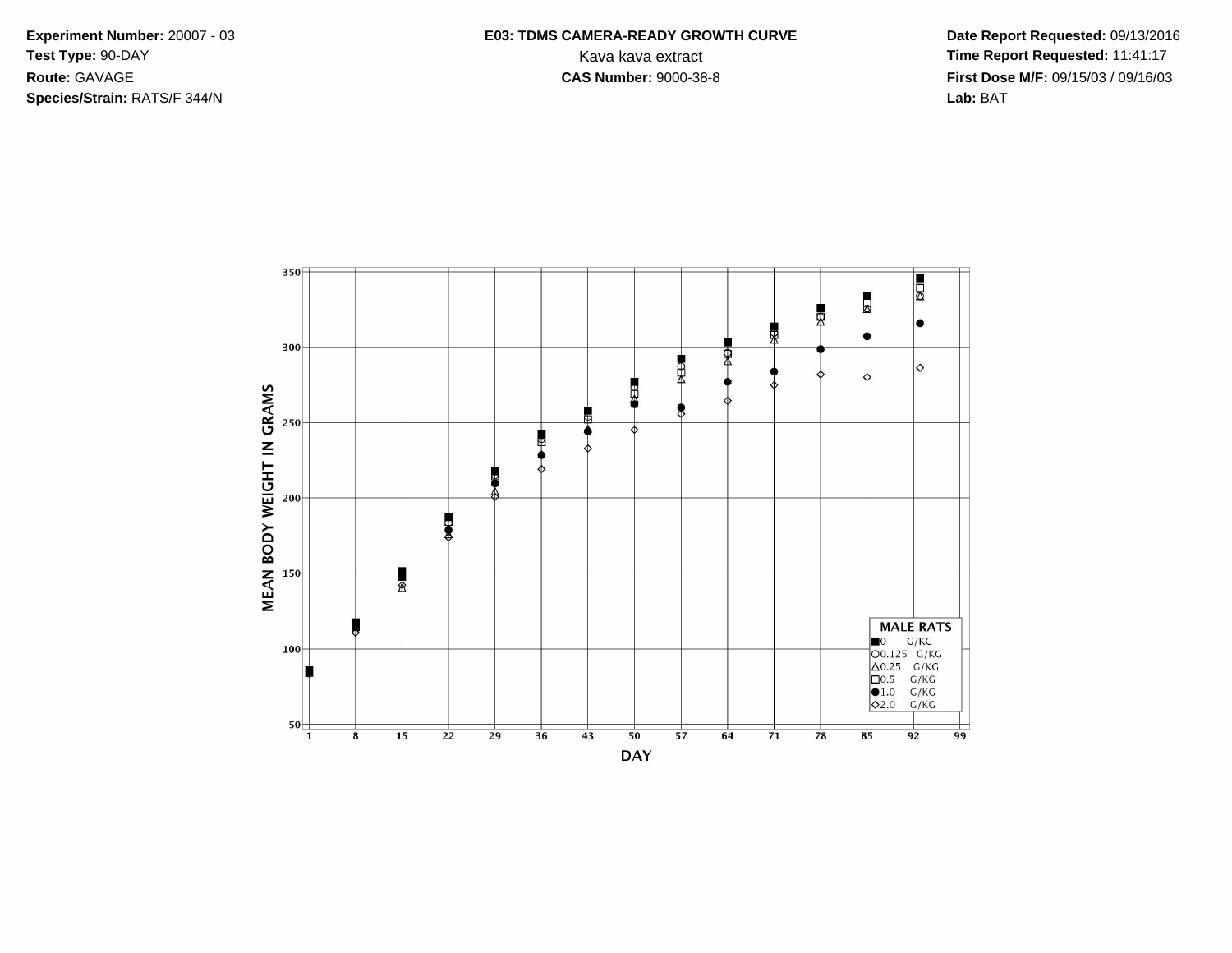**Experiment Number:** 20007 - 03
**Test Type:** 90-DAY
**Route:** GAVAGE
**Species/Strain:** RATS/F 344/N

**E03: TDMS CAMERA-READY GROWTH CURVE**
Kava kava extract
**CAS Number:** 9000-38-8

**Date Report Requested:** 09/13/2016
**Time Report Requested:** 11:41:17
**First Dose M/F:** 09/15/03 / 09/16/03
**Lab:** BAT

MEAN BODY WEIGHT IN GRAMS

DAY

MALE RATS
- ■ 0 G/KG
- ○ 0.125 G/KG
- △ 0.25 G/KG
- □ 0.5 G/KG
- ● 1.0 G/KG
- ◇ 2.0 G/KG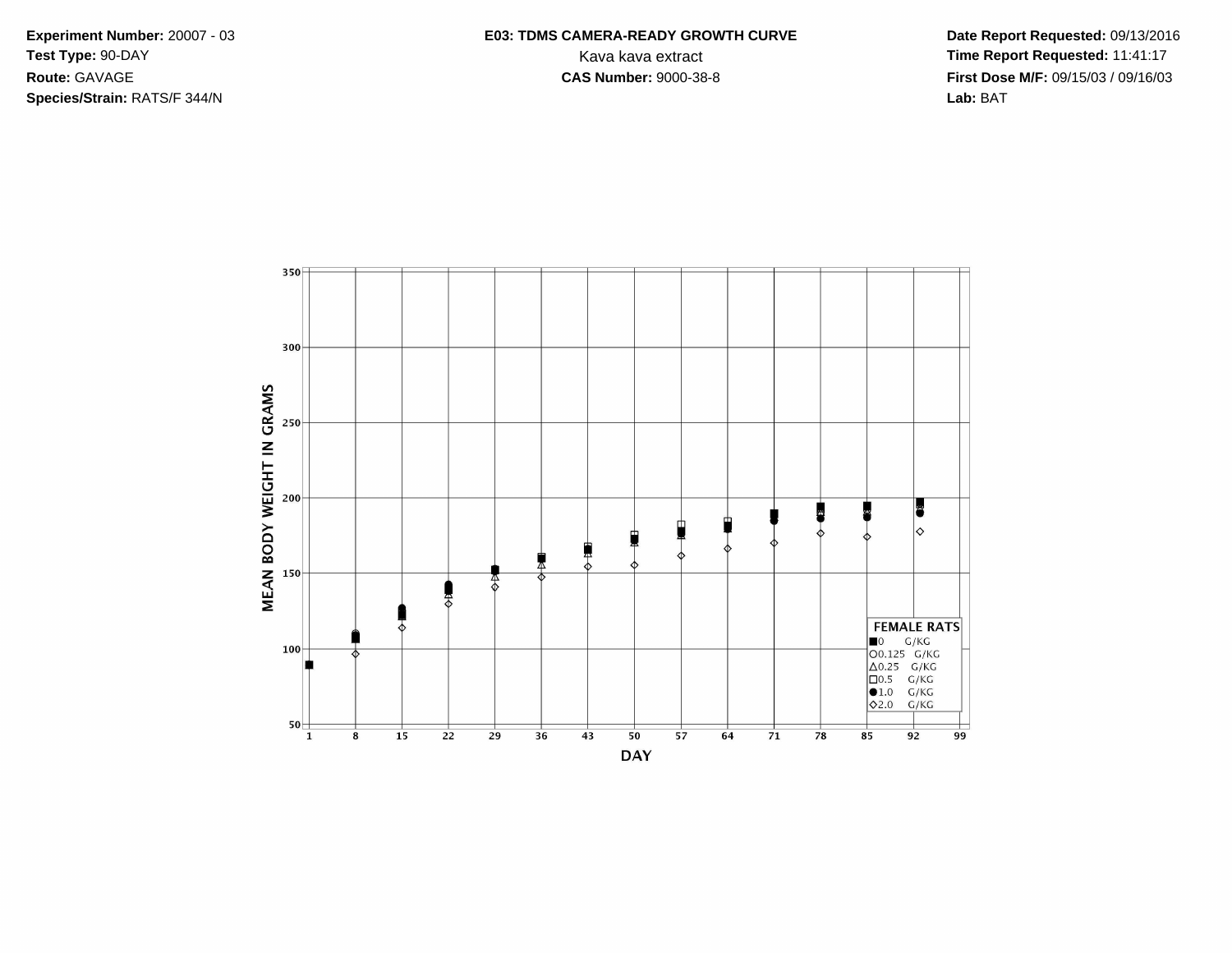**Experiment Number:** 20007 - 03
**Test Type:** 90-DAY
**Route:** GAVAGE
**Species/Strain:** RATS/F 344/N

**E03: TDMS CAMERA-READY GROWTH CURVE**
Kava kava extract
**CAS Number:** 9000-38-8

**Date Report Requested:** 09/13/2016
**Time Report Requested:** 11:41:17
**First Dose M/F:** 09/15/03 / 09/16/03
**Lab:** BAT

MEAN BODY WEIGHT IN GRAMS

350
300
250
200
150
100
50

DAY

1 8 15 22 29 36 43 50 57 64 71 78 85 92 99

FEMALE RATS
■0 G/KG
○0.125 G/KG
△0.25 G/KG
□0.5 G/KG
●1.0 G/KG
◇2.0 G/KG